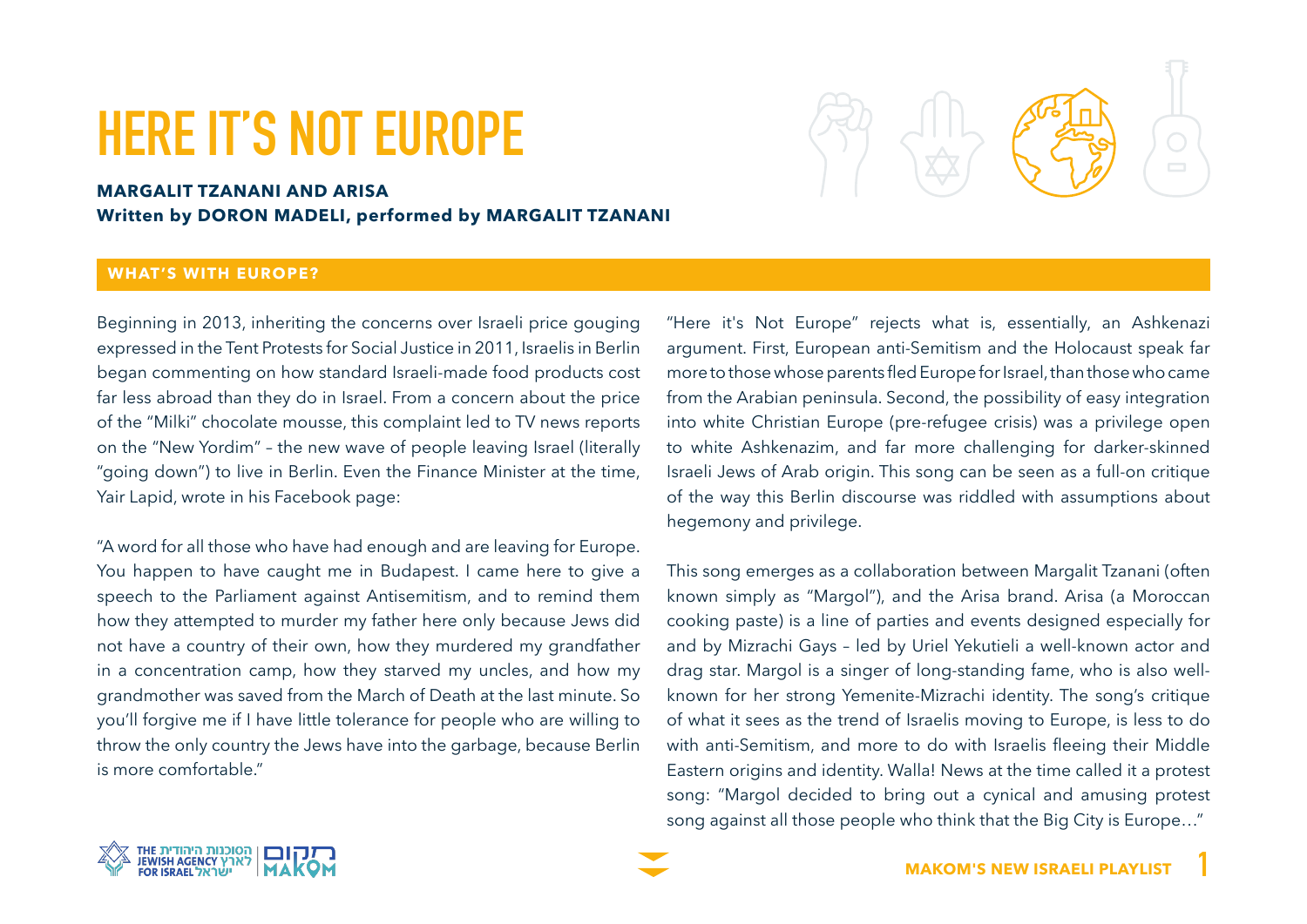# HERE IT'S NOT EUROPE

**MARGALIT TZANANI AND ARISA**
**Written by DORON MADELI, performed by MARGALIT TZANANI**

## WHAT'S WITH EUROPE?

Beginning in 2013, inheriting the concerns over Israeli price gouging expressed in the Tent Protests for Social Justice in 2011, Israelis in Berlin began commenting on how standard Israeli-made food products cost far less abroad than they do in Israel. From a concern about the price of the "Milki" chocolate mousse, this complaint led to TV news reports on the "New Yordim" – the new wave of people leaving Israel (literally "going down") to live in Berlin. Even the Finance Minister at the time, Yair Lapid, wrote in his Facebook page:

"A word for all those who have had enough and are leaving for Europe. You happen to have caught me in Budapest. I came here to give a speech to the Parliament against Antisemitism, and to remind them how they attempted to murder my father here only because Jews did not have a country of their own, how they murdered my grandfather in a concentration camp, how they starved my uncles, and how my grandmother was saved from the March of Death at the last minute. So you'll forgive me if I have little tolerance for people who are willing to throw the only country the Jews have into the garbage, because Berlin is more comfortable."

"Here it's Not Europe" rejects what is, essentially, an Ashkenazi argument. First, European anti-Semitism and the Holocaust speak far more to those whose parents fled Europe for Israel, than those who came from the Arabian peninsula. Second, the possibility of easy integration into white Christian Europe (pre-refugee crisis) was a privilege open to white Ashkenazim, and far more challenging for darker-skinned Israeli Jews of Arab origin. This song can be seen as a full-on critique of the way this Berlin discourse was riddled with assumptions about hegemony and privilege.

This song emerges as a collaboration between Margalit Tzanani (often known simply as "Margol"), and the Arisa brand. Arisa (a Moroccan cooking paste) is a line of parties and events designed especially for and by Mizrachi Gays – led by Uriel Yekutieli a well-known actor and drag star. Margol is a singer of long-standing fame, who is also well-known for her strong Yemenite-Mizrachi identity. The song's critique of what it sees as the trend of Israelis moving to Europe, is less to do with anti-Semitism, and more to do with Israelis fleeing their Middle Eastern origins and identity. Walla! News at the time called it a protest song: "Margol decided to bring out a cynical and amusing protest song against all those people who think that the Big City is Europe…"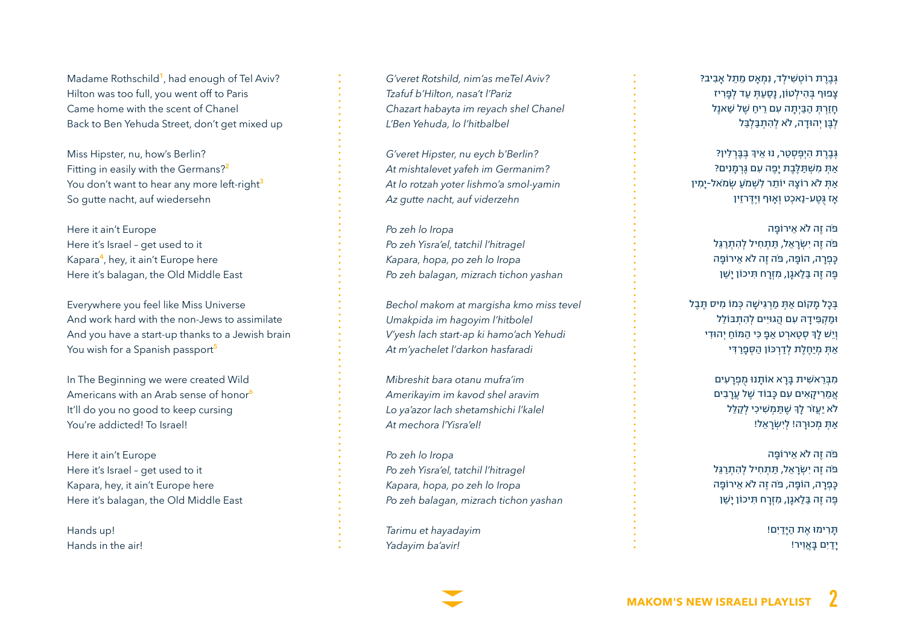Madame Rothschild[1], had enough of Tel Aviv?
Hilton was too full, you went off to Paris
Came home with the scent of Chanel
Back to Ben Yehuda Street, don't get mixed up

Miss Hipster, nu, how's Berlin?
Fitting in easily with the Germans?[2]
You don't want to hear any more left-right[3]
So gutte nacht, auf wiedersehn

Here it ain't Europe
Here it's Israel – get used to it
Kapara[4], hey, it ain't Europe here
Here it's balagan, the Old Middle East

Everywhere you feel like Miss Universe
And work hard with the non-Jews to assimilate
And you have a start-up thanks to a Jewish brain
You wish for a Spanish passport[5]

In The Beginning we were created Wild
Americans with an Arab sense of honor[6]
It'll do you no good to keep cursing
You're addicted! To Israel!

Here it ain't Europe
Here it's Israel – get used to it
Kapara, hey, it ain't Europe here
Here it's balagan, the Old Middle East

Hands up!
Hands in the air!

*G'veret Rotshild, nim'as meTel Aviv?*
*Tzafuf b'Hilton, nasa't l'Pariz*
*Chazart habayta im reyach shel Chanel*
*L'Ben Yehuda, lo l'hitbalbel*

*G'veret Hipster, nu eych b'Berlin?*
*At mishtalevet yafeh im Germanim?*
*At lo rotzah yoter lishmo'a smol-yamin*
*Az gutte nacht, auf viderzehn*

*Po zeh lo Iropa*
*Po zeh Yisra'el, tatchil l'hitragel*
*Kapara, hopa, po zeh lo Iropa*
*Po zeh balagan, mizrach tichon yashan*

*Bechol makom at margisha kmo miss tevel*
*Umakpida im hagoyim l'hitbolel*
*V'yesh lach start-ap ki hamo'ach Yehudi*
*At m'yachelet l'darkon hasfaradi*

*Mibreshit bara otanu mufra'im*
*Amerikayim im kavod shel aravim*
*Lo ya'azor lach shetamshichi l'kalel*
*At mechora l'Yisra'el!*

*Po zeh lo Iropa*
*Po zeh Yisra'el, tatchil l'hitragel*
*Kapara, hopa, po zeh lo Iropa*
*Po zeh balagan, mizrach tichon yashan*

*Tarimu et hayadayim*
*Yadayim ba'avir!*

גְּבֶרֶת רוֹטְשִׁילְד, נִמְאַס מֵתֵּל אָבִיב?
צָפוּף בְּהִילְטוֹן, נָסַעַתְּ עַד לְפָּרִיז
חָזַרְתְּ הַבַּיְתָה עִם רֵיחַ שֶׁל שַׁאנֶל
לְבֶּן יְהוּדָה, לֹא לְהִתְבַּלְבֵּל

גְּבֶרֶת הִיפְּסְטֶר, נוּ אֵיךְ בְּבֶּרְלִין?
אַתְּ מִשְׁתַּלֶּבֶת יָפֶה עִם גֶּרְמָנִים?
אַתְּ לֹא רוֹצָה יוֹתֵר לִשְׁמֹעַ שְׂמֹאל-יָמִין
אָז גֻּטֶע-נַאכְט וְאָוּף וִידֶרזֵין

פֹּה זֶה לֹא אֵירוֹפָּה
פֹּה זֶה יִשְׂרָאֵל, תַּתְחִיל לְהִתְרַגֵּל
כַּפָּרָה, הוֹפָּה, פֹּה זֶה לֹא אֵירוֹפָּה
פֹּה זֶה בַּלַּאגָן, מִזְרָח תִּיכוֹן יָשָׁן

בְּכָל מָקוֹם אַתְּ מַרְגִּישָׁה כְּמוֹ מִיס תֵּבֵל
וּמַקְפִּידָה עִם הַגּוֹיִים לְהִתְבּוֹלֵל
וְיֵשׁ לָךְ סְטַארְט אַפ כִּי הַמֹּחַ יְהוּדִי
אַתְּ מְיַחֶלֶת לְדַרְכּוֹן הַסְּפָרַדִּי

מִבְּרֵאשִׁית בָּרָא אוֹתָנוּ מֻפְרָעִים
אֲמֵרִיקָאִים עִם כָּבוֹד שֶׁל עֲרָבִים
לֹא יַעֲזֹר לָךְ שֶׁתַּמְשִׁיכִי לְקַלֵּל
אַתְּ מְכוּרָה! לְיִשְׂרָאֵל!

פֹּה זֶה לֹא אֵירוֹפָּה
פֹּה זֶה יִשְׂרָאֵל, תַּתְחִיל לְהִתְרַגֵּל
כַּפָּרָה, הוֹפָּה, פֹּה זֶה לֹא אֵירוֹפָּה
פֹּה זֶה בַּלַּאגָן, מִזְרָח תִּיכוֹן יָשָׁן

תָּרִימוּ אֶת הַיָּדַיִם!
יָדַיִם בָּאֲוִיר!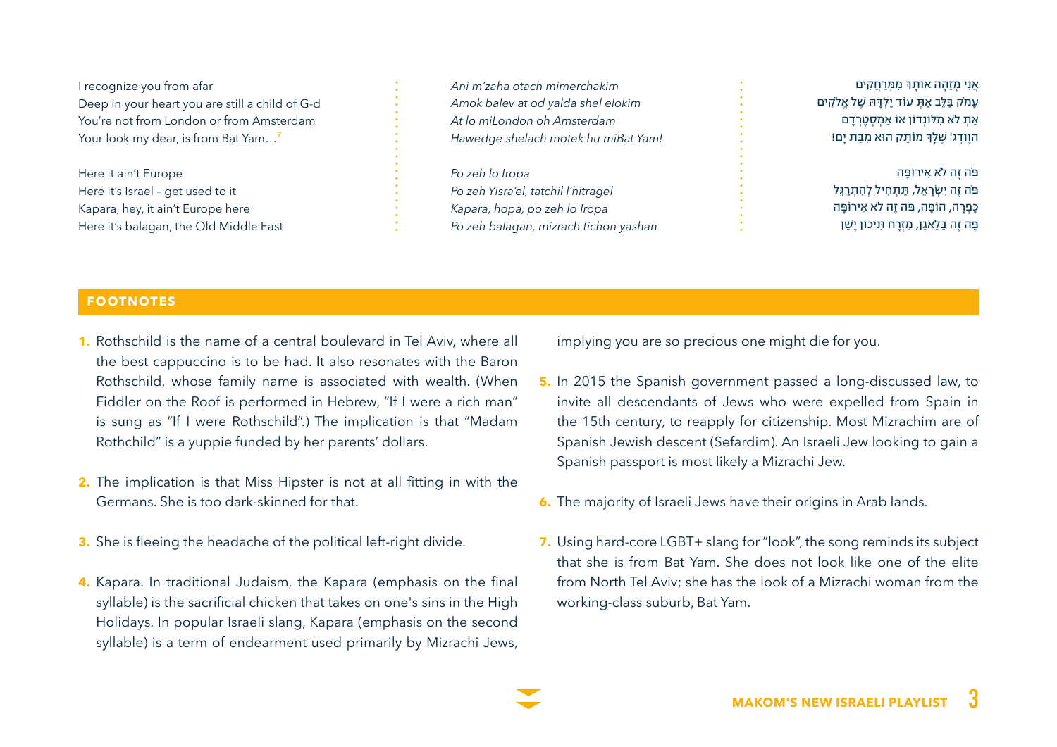I recognize you from afar
Deep in your heart you are still a child of G-d
You're not from London or from Amsterdam
Your look my dear, is from Bat Yam…[7]

Here it ain't Europe
Here it's Israel – get used to it
Kapara, hey, it ain't Europe here
Here it's balagan, the Old Middle East

*Ani m'zaha otach mimerchakim*
*Amok balev at od yalda shel elokim*
*At lo miLondon oh Amsterdam*
*Hawedge shelach motek hu miBat Yam!*

*Po zeh lo Iropa*
*Po zeh Yisra'el, tatchil l'hitragel*
*Kapara, hopa, po zeh lo Iropa*
*Po zeh balagan, mizrach tichon yashan*

אֲנִי מְזַהָה אוֹתָךְ מִמֶּרְחַקִּים
עָמֹק בַּלֵּב אַתְּ עוֹד יַלְדָּה שֶׁל אֱלֹקִים
אַתְּ לֹא מִלּוֹנְדוֹן אוֹ אַמְסְטֶרְדָם
הַוֶודְג' שֶׁלָּךְ מוֹתֶק הוּא מִבַּת יָם!

פֹּה זֶה לֹא אֵירוֹפָּה
פֹּה זֶה יִשְׂרָאֵל, תַּתְחִיל לְהִתְרַגֵּל
כַּפָּרָה, הוֹפָּה, פֹּה זֶה לֹא אֵירוֹפָּה
פֹּה זֶה בַּלַּאגָן, מִזְרָח תִּיכוֹן יָשָׁן

## FOOTNOTES

1. Rothschild is the name of a central boulevard in Tel Aviv, where all the best cappuccino is to be had. It also resonates with the Baron Rothschild, whose family name is associated with wealth. (When Fiddler on the Roof is performed in Hebrew, "If I were a rich man" is sung as "If I were Rothschild".) The implication is that "Madam Rothchild" is a yuppie funded by her parents' dollars.

2. The implication is that Miss Hipster is not at all fitting in with the Germans. She is too dark-skinned for that.

3. She is fleeing the headache of the political left-right divide.

4. Kapara. In traditional Judaism, the Kapara (emphasis on the final syllable) is the sacrificial chicken that takes on one's sins in the High Holidays. In popular Israeli slang, Kapara (emphasis on the second syllable) is a term of endearment used primarily by Mizrachi Jews, implying you are so precious one might die for you.

5. In 2015 the Spanish government passed a long-discussed law, to invite all descendants of Jews who were expelled from Spain in the 15th century, to reapply for citizenship. Most Mizrachim are of Spanish Jewish descent (Sefardim). An Israeli Jew looking to gain a Spanish passport is most likely a Mizrachi Jew.

6. The majority of Israeli Jews have their origins in Arab lands.

7. Using hard-core LGBT+ slang for "look", the song reminds its subject that she is from Bat Yam. She does not look like one of the elite from North Tel Aviv; she has the look of a Mizrachi woman from the working-class suburb, Bat Yam.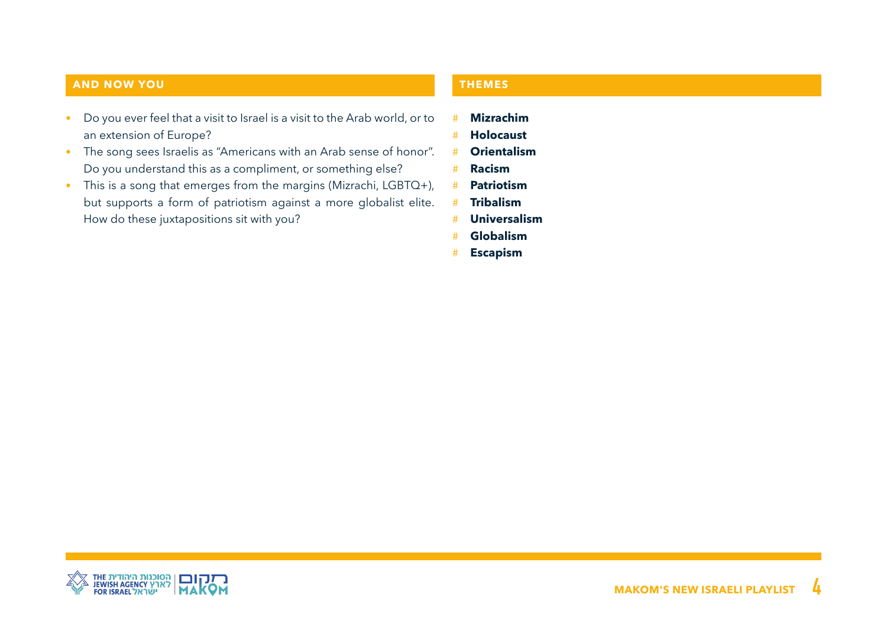## AND NOW YOU

- Do you ever feel that a visit to Israel is a visit to the Arab world, or to an extension of Europe?
- The song sees Israelis as "Americans with an Arab sense of honor". Do you understand this as a compliment, or something else?
- This is a song that emerges from the margins (Mizrachi, LGBTQ+), but supports a form of patriotism against a more globalist elite. How do these juxtapositions sit with you?

## THEMES

- # **Mizrachim**
- # **Holocaust**
- # **Orientalism**
- # **Racism**
- # **Patriotism**
- # **Tribalism**
- # **Universalism**
- # **Globalism**
- # **Escapism**